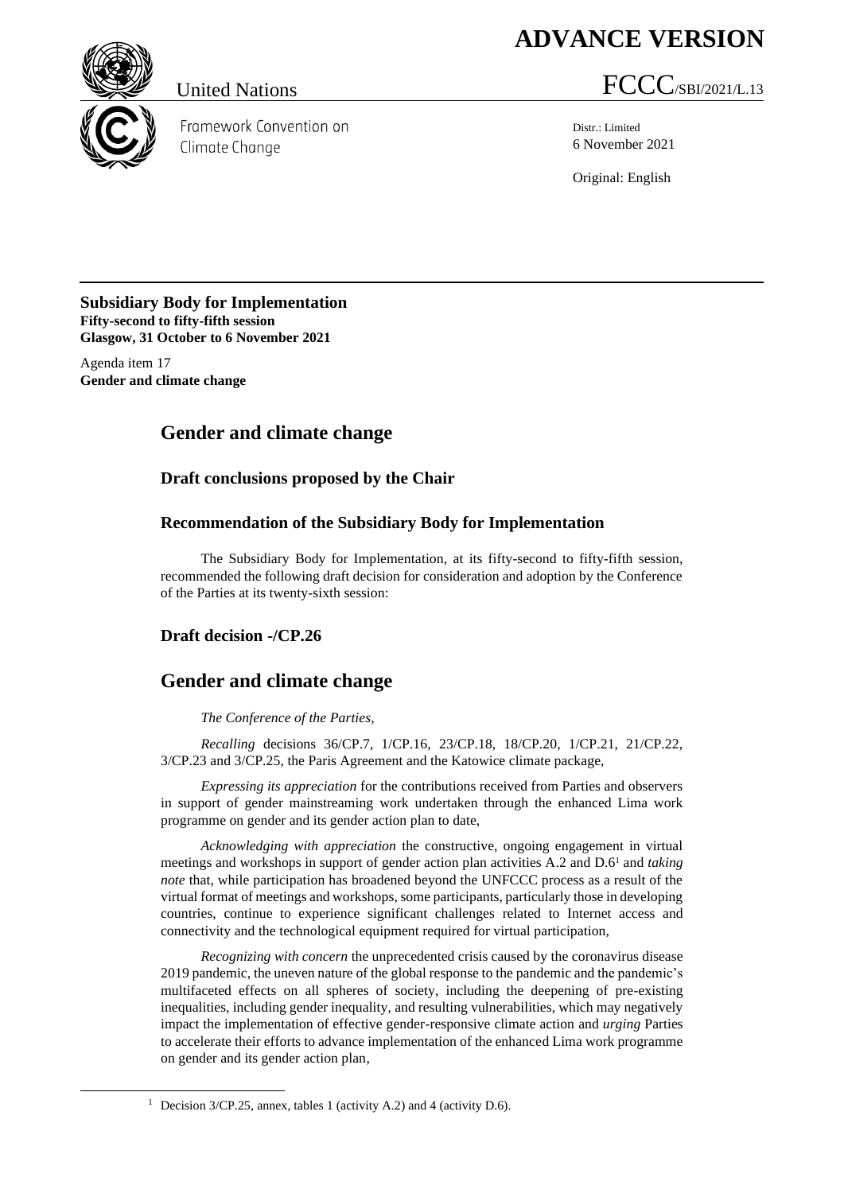**ADVANCE VERSION**

United Nations

FCCC/SBI/2021/L.13

Framework Convention on Climate Change

Distr.: Limited
6 November 2021

Original: English

**Subsidiary Body for Implementation**
**Fifty-second to fifty-fifth session**
**Glasgow, 31 October to 6 November 2021**

Agenda item 17
**Gender and climate change**

# Gender and climate change

## Draft conclusions proposed by the Chair

## Recommendation of the Subsidiary Body for Implementation

The Subsidiary Body for Implementation, at its fifty-second to fifty-fifth session, recommended the following draft decision for consideration and adoption by the Conference of the Parties at its twenty-sixth session:

### Draft decision -/CP.26

# Gender and climate change

*The Conference of the Parties*,

*Recalling* decisions 36/CP.7, 1/CP.16, 23/CP.18, 18/CP.20, 1/CP.21, 21/CP.22, 3/CP.23 and 3/CP.25, the Paris Agreement and the Katowice climate package,

*Expressing its appreciation* for the contributions received from Parties and observers in support of gender mainstreaming work undertaken through the enhanced Lima work programme on gender and its gender action plan to date,

*Acknowledging with appreciation* the constructive, ongoing engagement in virtual meetings and workshops in support of gender action plan activities A.2 and D.6[1] and *taking note* that, while participation has broadened beyond the UNFCCC process as a result of the virtual format of meetings and workshops, some participants, particularly those in developing countries, continue to experience significant challenges related to Internet access and connectivity and the technological equipment required for virtual participation,

*Recognizing with concern* the unprecedented crisis caused by the coronavirus disease 2019 pandemic, the uneven nature of the global response to the pandemic and the pandemic's multifaceted effects on all spheres of society, including the deepening of pre-existing inequalities, including gender inequality, and resulting vulnerabilities, which may negatively impact the implementation of effective gender-responsive climate action and *urging* Parties to accelerate their efforts to advance implementation of the enhanced Lima work programme on gender and its gender action plan,

[1] Decision 3/CP.25, annex, tables 1 (activity A.2) and 4 (activity D.6).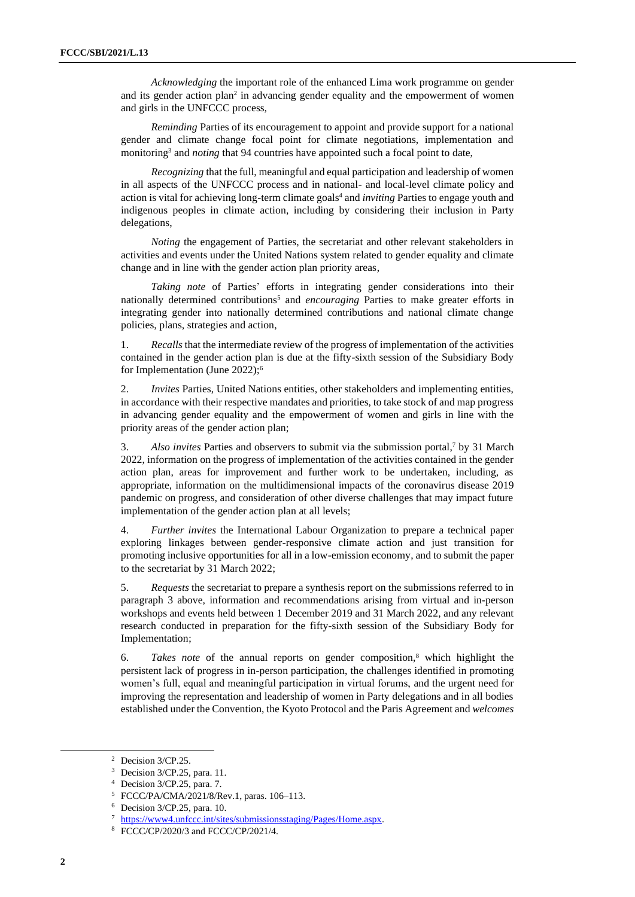*Acknowledging* the important role of the enhanced Lima work programme on gender and its gender action plan[2] in advancing gender equality and the empowerment of women and girls in the UNFCCC process,

*Reminding* Parties of its encouragement to appoint and provide support for a national gender and climate change focal point for climate negotiations, implementation and monitoring[3] and *noting* that 94 countries have appointed such a focal point to date,

*Recognizing* that the full, meaningful and equal participation and leadership of women in all aspects of the UNFCCC process and in national- and local-level climate policy and action is vital for achieving long-term climate goals[4] and *inviting* Parties to engage youth and indigenous peoples in climate action, including by considering their inclusion in Party delegations,

*Noting* the engagement of Parties, the secretariat and other relevant stakeholders in activities and events under the United Nations system related to gender equality and climate change and in line with the gender action plan priority areas,

*Taking note* of Parties' efforts in integrating gender considerations into their nationally determined contributions[5] and *encouraging* Parties to make greater efforts in integrating gender into nationally determined contributions and national climate change policies, plans, strategies and action,

1. *Recalls* that the intermediate review of the progress of implementation of the activities contained in the gender action plan is due at the fifty-sixth session of the Subsidiary Body for Implementation (June 2022);[6]

2. *Invites* Parties, United Nations entities, other stakeholders and implementing entities, in accordance with their respective mandates and priorities, to take stock of and map progress in advancing gender equality and the empowerment of women and girls in line with the priority areas of the gender action plan;

3. *Also invites* Parties and observers to submit via the submission portal,[7] by 31 March 2022, information on the progress of implementation of the activities contained in the gender action plan, areas for improvement and further work to be undertaken, including, as appropriate, information on the multidimensional impacts of the coronavirus disease 2019 pandemic on progress, and consideration of other diverse challenges that may impact future implementation of the gender action plan at all levels;

4. *Further invites* the International Labour Organization to prepare a technical paper exploring linkages between gender-responsive climate action and just transition for promoting inclusive opportunities for all in a low-emission economy, and to submit the paper to the secretariat by 31 March 2022;

5. *Requests* the secretariat to prepare a synthesis report on the submissions referred to in paragraph 3 above, information and recommendations arising from virtual and in-person workshops and events held between 1 December 2019 and 31 March 2022, and any relevant research conducted in preparation for the fifty-sixth session of the Subsidiary Body for Implementation;

6. *Takes note* of the annual reports on gender composition,[8] which highlight the persistent lack of progress in in-person participation, the challenges identified in promoting women's full, equal and meaningful participation in virtual forums, and the urgent need for improving the representation and leadership of women in Party delegations and in all bodies established under the Convention, the Kyoto Protocol and the Paris Agreement and *welcomes*

---

[2] Decision 3/CP.25.

[3] Decision 3/CP.25, para. 11.

[4] Decision 3/CP.25, para. 7.

[5] FCCC/PA/CMA/2021/8/Rev.1, paras. 106–113.

[6] Decision 3/CP.25, para. 10.

[7] https://www4.unfccc.int/sites/submissionsstaging/Pages/Home.aspx.

[8] FCCC/CP/2020/3 and FCCC/CP/2021/4.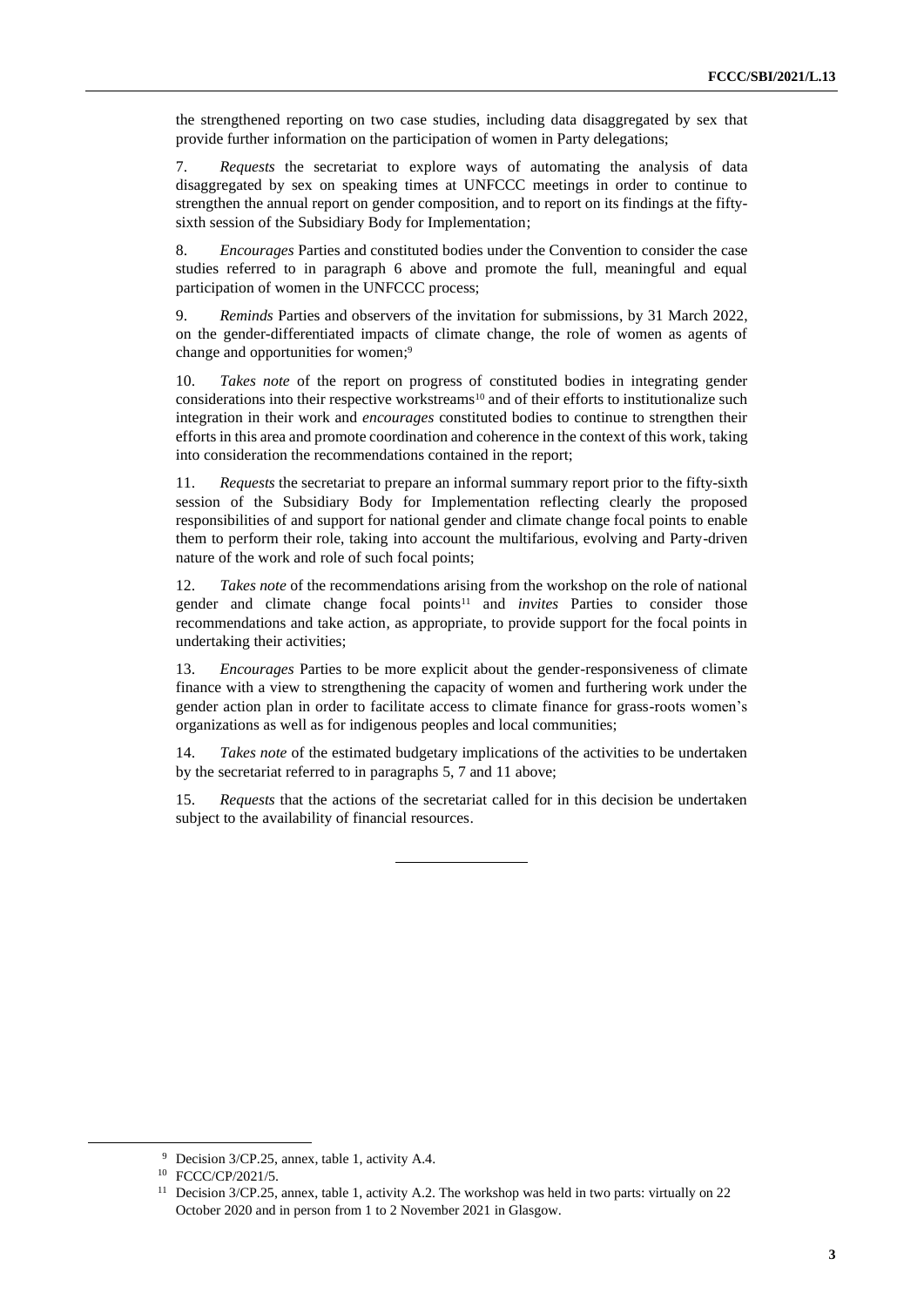the strengthened reporting on two case studies, including data disaggregated by sex that provide further information on the participation of women in Party delegations;

7. *Requests* the secretariat to explore ways of automating the analysis of data disaggregated by sex on speaking times at UNFCCC meetings in order to continue to strengthen the annual report on gender composition, and to report on its findings at the fifty-sixth session of the Subsidiary Body for Implementation;

8. *Encourages* Parties and constituted bodies under the Convention to consider the case studies referred to in paragraph 6 above and promote the full, meaningful and equal participation of women in the UNFCCC process;

9. *Reminds* Parties and observers of the invitation for submissions, by 31 March 2022, on the gender-differentiated impacts of climate change, the role of women as agents of change and opportunities for women;[9]

10. *Takes note* of the report on progress of constituted bodies in integrating gender considerations into their respective workstreams[10] and of their efforts to institutionalize such integration in their work and *encourages* constituted bodies to continue to strengthen their efforts in this area and promote coordination and coherence in the context of this work, taking into consideration the recommendations contained in the report;

11. *Requests* the secretariat to prepare an informal summary report prior to the fifty-sixth session of the Subsidiary Body for Implementation reflecting clearly the proposed responsibilities of and support for national gender and climate change focal points to enable them to perform their role, taking into account the multifarious, evolving and Party-driven nature of the work and role of such focal points;

12. *Takes note* of the recommendations arising from the workshop on the role of national gender and climate change focal points[11] and *invites* Parties to consider those recommendations and take action, as appropriate, to provide support for the focal points in undertaking their activities;

13. *Encourages* Parties to be more explicit about the gender-responsiveness of climate finance with a view to strengthening the capacity of women and furthering work under the gender action plan in order to facilitate access to climate finance for grass-roots women's organizations as well as for indigenous peoples and local communities;

14. *Takes note* of the estimated budgetary implications of the activities to be undertaken by the secretariat referred to in paragraphs 5, 7 and 11 above;

15. *Requests* that the actions of the secretariat called for in this decision be undertaken subject to the availability of financial resources.

---

[9] Decision 3/CP.25, annex, table 1, activity A.4.

[10] FCCC/CP/2021/5.

[11] Decision 3/CP.25, annex, table 1, activity A.2. The workshop was held in two parts: virtually on 22 October 2020 and in person from 1 to 2 November 2021 in Glasgow.